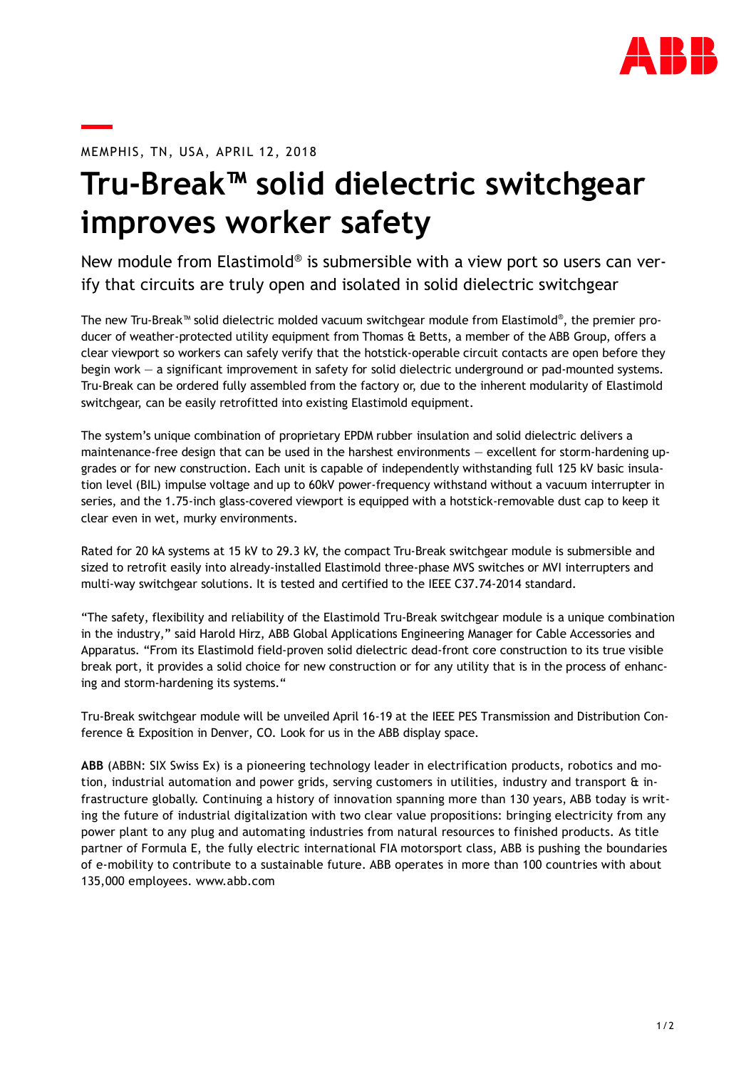MEMPHIS, TN, USA, APRIL 12, 2018

# Tru-Break™ solid dielectric switchgear improves worker safety

New module from Elastimold® is submersible with a view port so users can verify that circuits are truly open and isolated in solid dielectric switchgear

The new Tru-Break™ solid dielectric molded vacuum switchgear module from Elastimold®, the premier producer of weather-protected utility equipment from Thomas & Betts, a member of the ABB Group, offers a clear viewport so workers can safely verify that the hotstick-operable circuit contacts are open before they begin work — a significant improvement in safety for solid dielectric underground or pad-mounted systems. Tru-Break can be ordered fully assembled from the factory or, due to the inherent modularity of Elastimold switchgear, can be easily retrofitted into existing Elastimold equipment.

The system's unique combination of proprietary EPDM rubber insulation and solid dielectric delivers a maintenance-free design that can be used in the harshest environments — excellent for storm-hardening upgrades or for new construction. Each unit is capable of independently withstanding full 125 kV basic insulation level (BIL) impulse voltage and up to 60kV power-frequency withstand without a vacuum interrupter in series, and the 1.75-inch glass-covered viewport is equipped with a hotstick-removable dust cap to keep it clear even in wet, murky environments.

Rated for 20 kA systems at 15 kV to 29.3 kV, the compact Tru-Break switchgear module is submersible and sized to retrofit easily into already-installed Elastimold three-phase MVS switches or MVI interrupters and multi-way switchgear solutions. It is tested and certified to the IEEE C37.74-2014 standard.

"The safety, flexibility and reliability of the Elastimold Tru-Break switchgear module is a unique combination in the industry," said Harold Hirz, ABB Global Applications Engineering Manager for Cable Accessories and Apparatus. "From its Elastimold field-proven solid dielectric dead-front core construction to its true visible break port, it provides a solid choice for new construction or for any utility that is in the process of enhancing and storm-hardening its systems."

Tru-Break switchgear module will be unveiled April 16-19 at the IEEE PES Transmission and Distribution Conference & Exposition in Denver, CO. Look for us in the ABB display space.

**ABB** (ABBN: SIX Swiss Ex) is a pioneering technology leader in electrification products, robotics and motion, industrial automation and power grids, serving customers in utilities, industry and transport & infrastructure globally. Continuing a history of innovation spanning more than 130 years, ABB today is writing the future of industrial digitalization with two clear value propositions: bringing electricity from any power plant to any plug and automating industries from natural resources to finished products. As title partner of Formula E, the fully electric international FIA motorsport class, ABB is pushing the boundaries of e-mobility to contribute to a sustainable future. ABB operates in more than 100 countries with about 135,000 employees. www.abb.com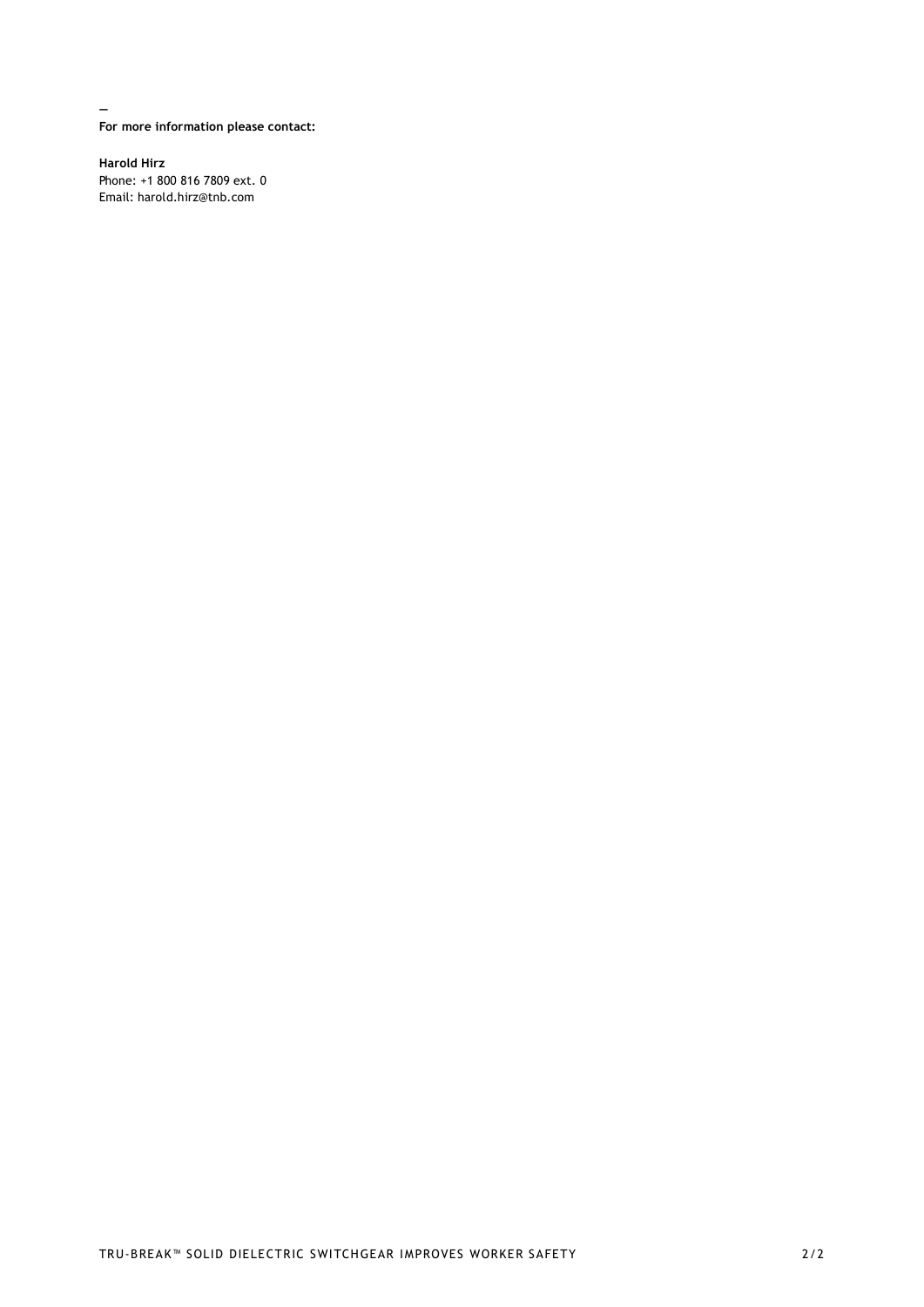—

**For more information please contact:**

**Harold Hirz**
Phone: +1 800 816 7809 ext. 0
Email: harold.hirz@tnb.com